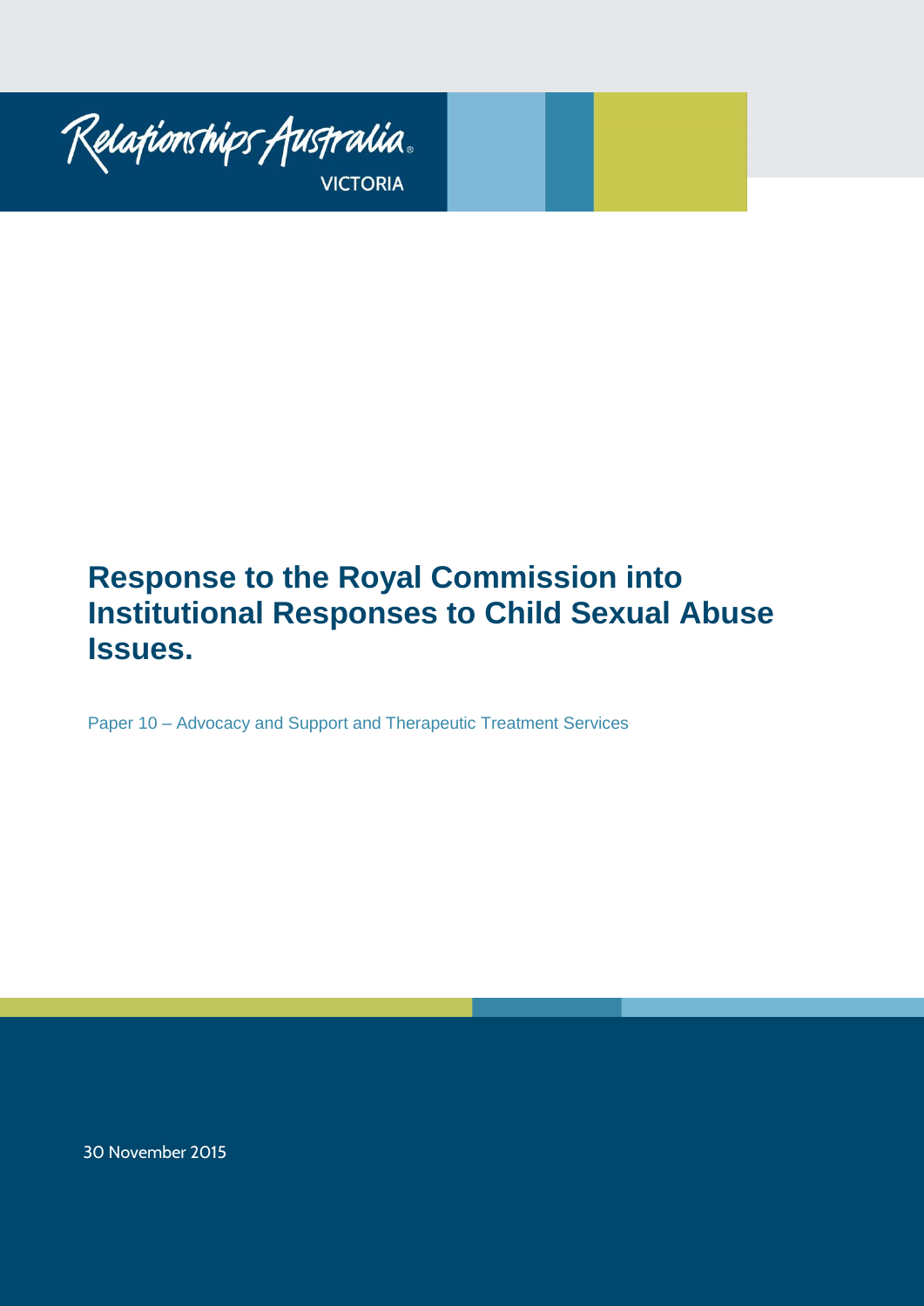Relationships Australia

VICTORIA

# Response to the Royal Commission into Institutional Responses to Child Sexual Abuse Issues.

Paper 10 – Advocacy and Support and Therapeutic Treatment Services

30 November 2015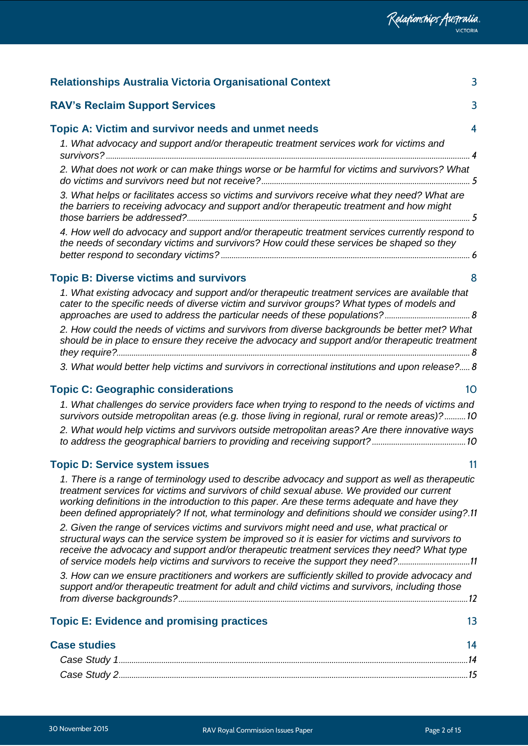**Relationships Australia Victoria Organisational Context** 3

**RAV's Reclaim Support Services** 3

**Topic A: Victim and survivor needs and unmet needs** 4

*1. What advocacy and support and/or therapeutic treatment services work for victims and survivors?* 4

*2. What does not work or can make things worse or be harmful for victims and survivors? What do victims and survivors need but not receive?* 5

*3. What helps or facilitates access so victims and survivors receive what they need? What are the barriers to receiving advocacy and support and/or therapeutic treatment and how might those barriers be addressed?* 5

*4. How well do advocacy and support and/or therapeutic treatment services currently respond to the needs of secondary victims and survivors? How could these services be shaped so they better respond to secondary victims?* 6

**Topic B: Diverse victims and survivors** 8

*1. What existing advocacy and support and/or therapeutic treatment services are available that cater to the specific needs of diverse victim and survivor groups? What types of models and approaches are used to address the particular needs of these populations?* 8

*2. How could the needs of victims and survivors from diverse backgrounds be better met? What should be in place to ensure they receive the advocacy and support and/or therapeutic treatment they require?* 8

*3. What would better help victims and survivors in correctional institutions and upon release?* 8

**Topic C: Geographic considerations** 10

*1. What challenges do service providers face when trying to respond to the needs of victims and survivors outside metropolitan areas (e.g. those living in regional, rural or remote areas)?* 10

*2. What would help victims and survivors outside metropolitan areas? Are there innovative ways to address the geographical barriers to providing and receiving support?* 10

**Topic D: Service system issues** 11

*1. There is a range of terminology used to describe advocacy and support as well as therapeutic treatment services for victims and survivors of child sexual abuse. We provided our current working definitions in the introduction to this paper. Are these terms adequate and have they been defined appropriately? If not, what terminology and definitions should we consider using?* 11

*2. Given the range of services victims and survivors might need and use, what practical or structural ways can the service system be improved so it is easier for victims and survivors to receive the advocacy and support and/or therapeutic treatment services they need? What type of service models help victims and survivors to receive the support they need?* 11

*3. How can we ensure practitioners and workers are sufficiently skilled to provide advocacy and support and/or therapeutic treatment for adult and child victims and survivors, including those from diverse backgrounds?* 12

**Topic E: Evidence and promising practices** 13

**Case studies** 14

*Case Study 1* 14

*Case Study 2* 15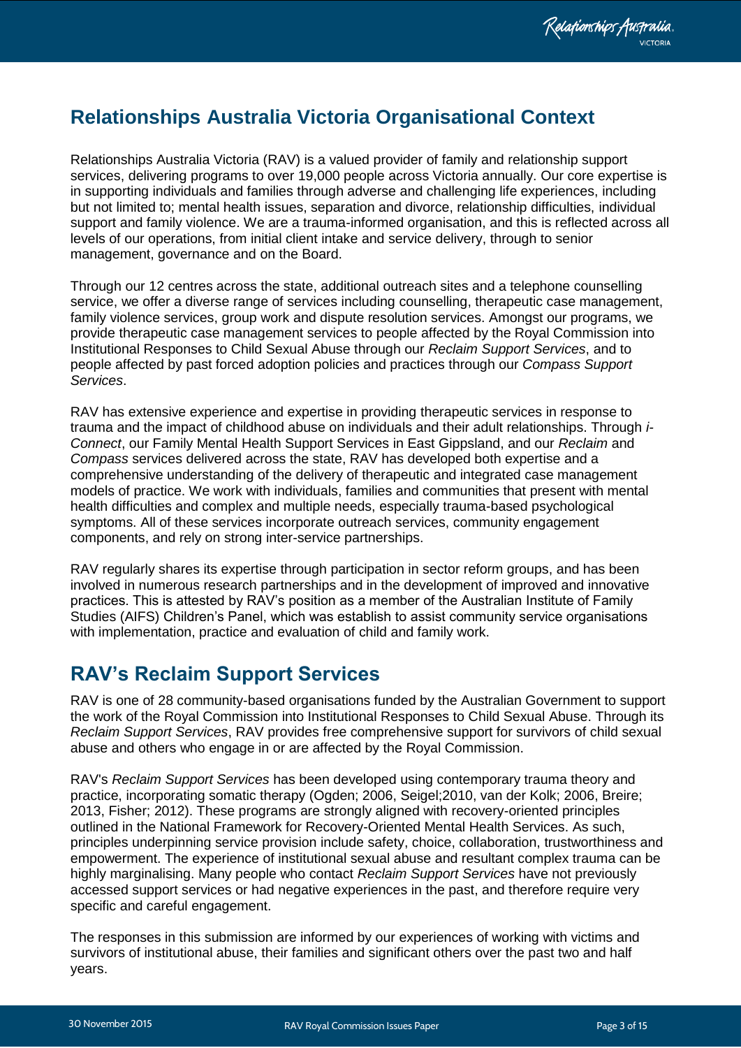## Relationships Australia Victoria Organisational Context

Relationships Australia Victoria (RAV) is a valued provider of family and relationship support services, delivering programs to over 19,000 people across Victoria annually. Our core expertise is in supporting individuals and families through adverse and challenging life experiences, including but not limited to; mental health issues, separation and divorce, relationship difficulties, individual support and family violence. We are a trauma-informed organisation, and this is reflected across all levels of our operations, from initial client intake and service delivery, through to senior management, governance and on the Board.

Through our 12 centres across the state, additional outreach sites and a telephone counselling service, we offer a diverse range of services including counselling, therapeutic case management, family violence services, group work and dispute resolution services. Amongst our programs, we provide therapeutic case management services to people affected by the Royal Commission into Institutional Responses to Child Sexual Abuse through our *Reclaim Support Services*, and to people affected by past forced adoption policies and practices through our *Compass Support Services*.

RAV has extensive experience and expertise in providing therapeutic services in response to trauma and the impact of childhood abuse on individuals and their adult relationships. Through *i-Connect*, our Family Mental Health Support Services in East Gippsland, and our *Reclaim* and *Compass* services delivered across the state, RAV has developed both expertise and a comprehensive understanding of the delivery of therapeutic and integrated case management models of practice. We work with individuals, families and communities that present with mental health difficulties and complex and multiple needs, especially trauma-based psychological symptoms. All of these services incorporate outreach services, community engagement components, and rely on strong inter-service partnerships.

RAV regularly shares its expertise through participation in sector reform groups, and has been involved in numerous research partnerships and in the development of improved and innovative practices. This is attested by RAV's position as a member of the Australian Institute of Family Studies (AIFS) Children's Panel, which was establish to assist community service organisations with implementation, practice and evaluation of child and family work.

## RAV's Reclaim Support Services

RAV is one of 28 community-based organisations funded by the Australian Government to support the work of the Royal Commission into Institutional Responses to Child Sexual Abuse. Through its *Reclaim Support Services*, RAV provides free comprehensive support for survivors of child sexual abuse and others who engage in or are affected by the Royal Commission.

RAV's *Reclaim Support Services* has been developed using contemporary trauma theory and practice, incorporating somatic therapy (Ogden; 2006, Seigel;2010, van der Kolk; 2006, Breire; 2013, Fisher; 2012). These programs are strongly aligned with recovery-oriented principles outlined in the National Framework for Recovery-Oriented Mental Health Services. As such, principles underpinning service provision include safety, choice, collaboration, trustworthiness and empowerment. The experience of institutional sexual abuse and resultant complex trauma can be highly marginalising. Many people who contact *Reclaim Support Services* have not previously accessed support services or had negative experiences in the past, and therefore require very specific and careful engagement.

The responses in this submission are informed by our experiences of working with victims and survivors of institutional abuse, their families and significant others over the past two and half years.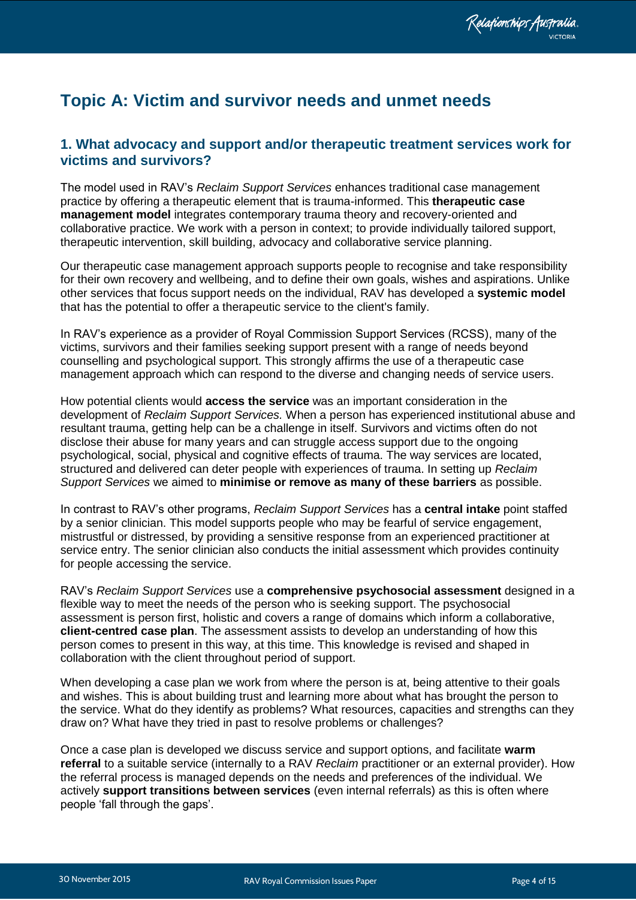# Topic A: Victim and survivor needs and unmet needs

## 1. What advocacy and support and/or therapeutic treatment services work for victims and survivors?

The model used in RAV's *Reclaim Support Services* enhances traditional case management practice by offering a therapeutic element that is trauma-informed. This **therapeutic case management model** integrates contemporary trauma theory and recovery-oriented and collaborative practice. We work with a person in context; to provide individually tailored support, therapeutic intervention, skill building, advocacy and collaborative service planning.

Our therapeutic case management approach supports people to recognise and take responsibility for their own recovery and wellbeing, and to define their own goals, wishes and aspirations. Unlike other services that focus support needs on the individual, RAV has developed a **systemic model** that has the potential to offer a therapeutic service to the client's family.

In RAV's experience as a provider of Royal Commission Support Services (RCSS), many of the victims, survivors and their families seeking support present with a range of needs beyond counselling and psychological support. This strongly affirms the use of a therapeutic case management approach which can respond to the diverse and changing needs of service users.

How potential clients would **access the service** was an important consideration in the development of *Reclaim Support Services.* When a person has experienced institutional abuse and resultant trauma, getting help can be a challenge in itself. Survivors and victims often do not disclose their abuse for many years and can struggle access support due to the ongoing psychological, social, physical and cognitive effects of trauma. The way services are located, structured and delivered can deter people with experiences of trauma. In setting up *Reclaim Support Services* we aimed to **minimise or remove as many of these barriers** as possible.

In contrast to RAV's other programs, *Reclaim Support Services* has a **central intake** point staffed by a senior clinician. This model supports people who may be fearful of service engagement, mistrustful or distressed, by providing a sensitive response from an experienced practitioner at service entry. The senior clinician also conducts the initial assessment which provides continuity for people accessing the service.

RAV's *Reclaim Support Services* use a **comprehensive psychosocial assessment** designed in a flexible way to meet the needs of the person who is seeking support. The psychosocial assessment is person first, holistic and covers a range of domains which inform a collaborative, **client-centred case plan**. The assessment assists to develop an understanding of how this person comes to present in this way, at this time. This knowledge is revised and shaped in collaboration with the client throughout period of support.

When developing a case plan we work from where the person is at, being attentive to their goals and wishes. This is about building trust and learning more about what has brought the person to the service. What do they identify as problems? What resources, capacities and strengths can they draw on? What have they tried in past to resolve problems or challenges?

Once a case plan is developed we discuss service and support options, and facilitate **warm referral** to a suitable service (internally to a RAV *Reclaim* practitioner or an external provider). How the referral process is managed depends on the needs and preferences of the individual. We actively **support transitions between services** (even internal referrals) as this is often where people 'fall through the gaps'.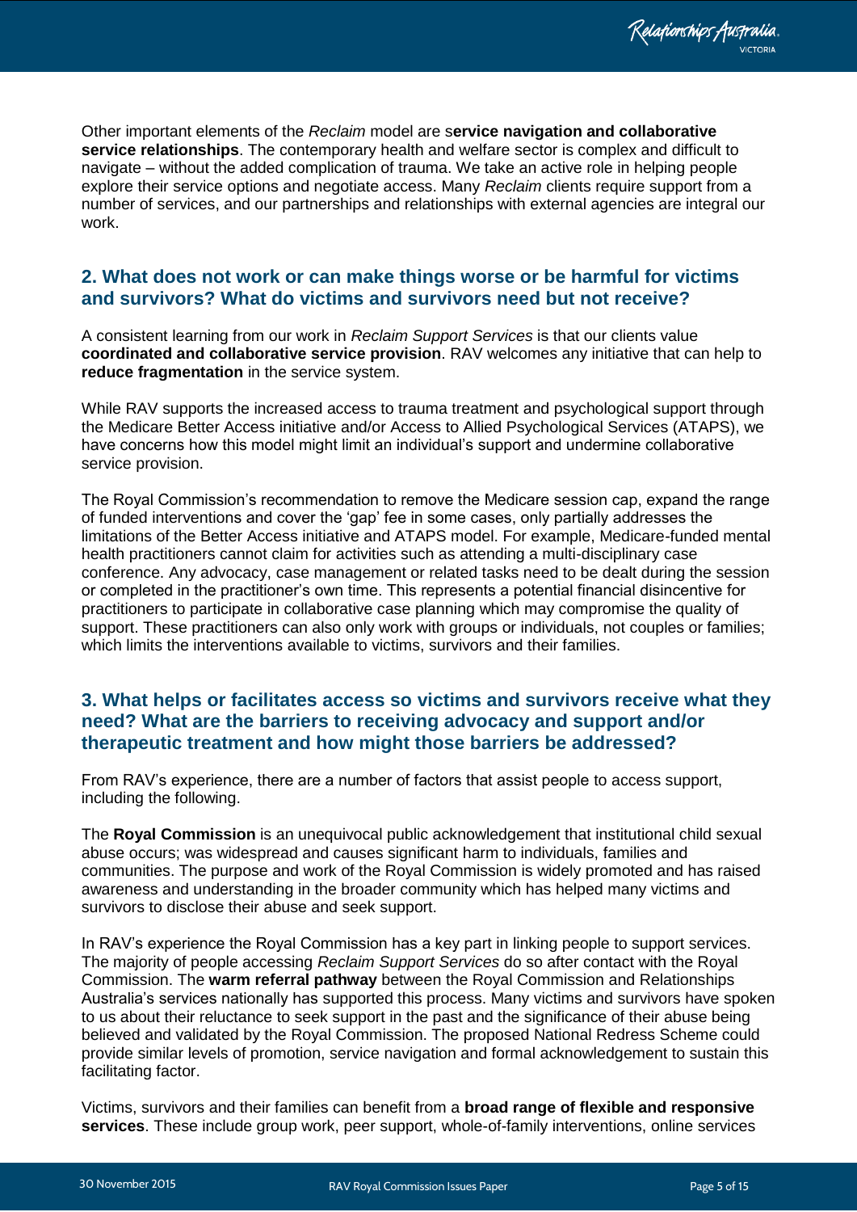Other important elements of the *Reclaim* model are s**ervice navigation and collaborative service relationships**. The contemporary health and welfare sector is complex and difficult to navigate – without the added complication of trauma. We take an active role in helping people explore their service options and negotiate access. Many *Reclaim* clients require support from a number of services, and our partnerships and relationships with external agencies are integral our work.

## 2. What does not work or can make things worse or be harmful for victims and survivors? What do victims and survivors need but not receive?

A consistent learning from our work in *Reclaim Support Services* is that our clients value **coordinated and collaborative service provision**. RAV welcomes any initiative that can help to **reduce fragmentation** in the service system.

While RAV supports the increased access to trauma treatment and psychological support through the Medicare Better Access initiative and/or Access to Allied Psychological Services (ATAPS), we have concerns how this model might limit an individual's support and undermine collaborative service provision.

The Royal Commission's recommendation to remove the Medicare session cap, expand the range of funded interventions and cover the 'gap' fee in some cases, only partially addresses the limitations of the Better Access initiative and ATAPS model. For example, Medicare-funded mental health practitioners cannot claim for activities such as attending a multi-disciplinary case conference. Any advocacy, case management or related tasks need to be dealt during the session or completed in the practitioner's own time. This represents a potential financial disincentive for practitioners to participate in collaborative case planning which may compromise the quality of support. These practitioners can also only work with groups or individuals, not couples or families; which limits the interventions available to victims, survivors and their families.

## 3. What helps or facilitates access so victims and survivors receive what they need? What are the barriers to receiving advocacy and support and/or therapeutic treatment and how might those barriers be addressed?

From RAV's experience, there are a number of factors that assist people to access support, including the following.

The **Royal Commission** is an unequivocal public acknowledgement that institutional child sexual abuse occurs; was widespread and causes significant harm to individuals, families and communities. The purpose and work of the Royal Commission is widely promoted and has raised awareness and understanding in the broader community which has helped many victims and survivors to disclose their abuse and seek support.

In RAV's experience the Royal Commission has a key part in linking people to support services. The majority of people accessing *Reclaim Support Services* do so after contact with the Royal Commission. The **warm referral pathway** between the Royal Commission and Relationships Australia's services nationally has supported this process. Many victims and survivors have spoken to us about their reluctance to seek support in the past and the significance of their abuse being believed and validated by the Royal Commission. The proposed National Redress Scheme could provide similar levels of promotion, service navigation and formal acknowledgement to sustain this facilitating factor.

Victims, survivors and their families can benefit from a **broad range of flexible and responsive services**. These include group work, peer support, whole-of-family interventions, online services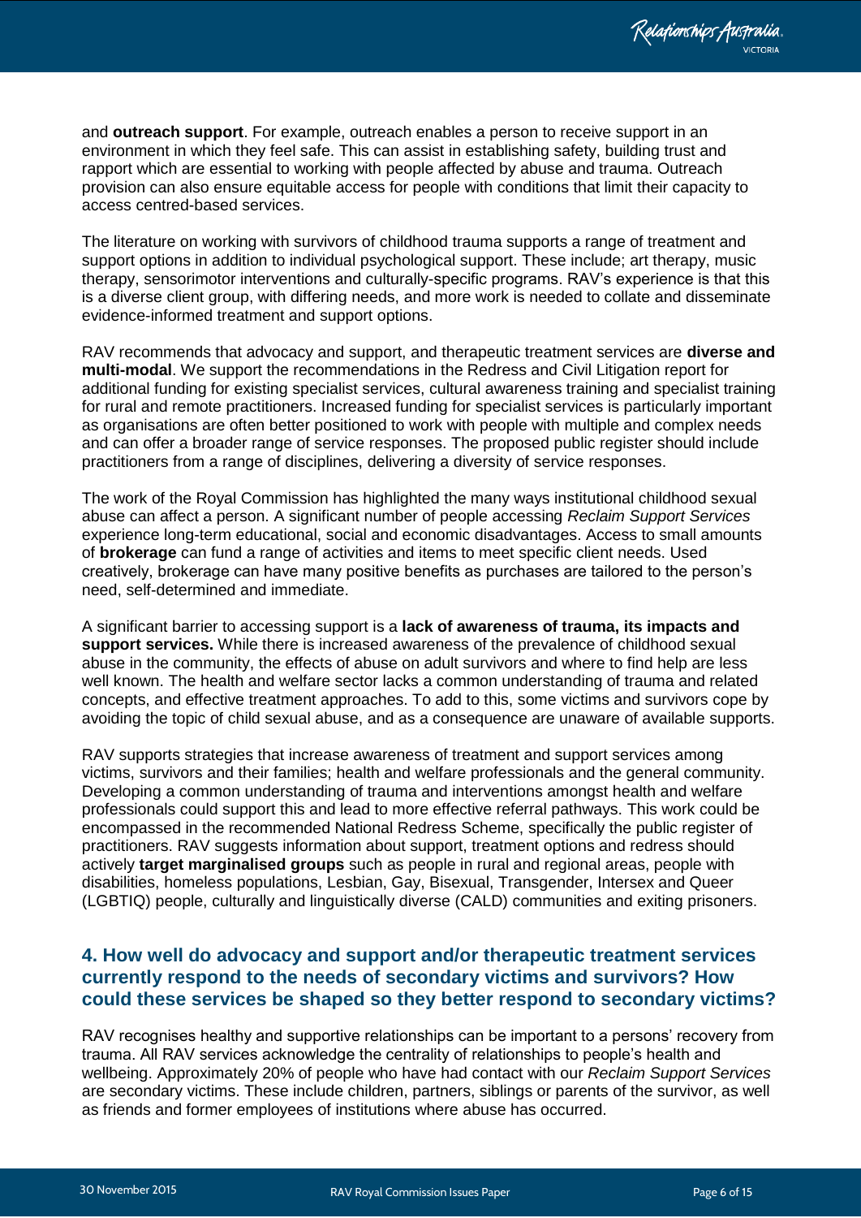and **outreach support**. For example, outreach enables a person to receive support in an environment in which they feel safe. This can assist in establishing safety, building trust and rapport which are essential to working with people affected by abuse and trauma. Outreach provision can also ensure equitable access for people with conditions that limit their capacity to access centred-based services.

The literature on working with survivors of childhood trauma supports a range of treatment and support options in addition to individual psychological support. These include; art therapy, music therapy, sensorimotor interventions and culturally-specific programs. RAV's experience is that this is a diverse client group, with differing needs, and more work is needed to collate and disseminate evidence-informed treatment and support options.

RAV recommends that advocacy and support, and therapeutic treatment services are **diverse and multi-modal**. We support the recommendations in the Redress and Civil Litigation report for additional funding for existing specialist services, cultural awareness training and specialist training for rural and remote practitioners. Increased funding for specialist services is particularly important as organisations are often better positioned to work with people with multiple and complex needs and can offer a broader range of service responses. The proposed public register should include practitioners from a range of disciplines, delivering a diversity of service responses.

The work of the Royal Commission has highlighted the many ways institutional childhood sexual abuse can affect a person. A significant number of people accessing *Reclaim Support Services* experience long-term educational, social and economic disadvantages. Access to small amounts of **brokerage** can fund a range of activities and items to meet specific client needs. Used creatively, brokerage can have many positive benefits as purchases are tailored to the person's need, self-determined and immediate.

A significant barrier to accessing support is a **lack of awareness of trauma, its impacts and support services.** While there is increased awareness of the prevalence of childhood sexual abuse in the community, the effects of abuse on adult survivors and where to find help are less well known. The health and welfare sector lacks a common understanding of trauma and related concepts, and effective treatment approaches. To add to this, some victims and survivors cope by avoiding the topic of child sexual abuse, and as a consequence are unaware of available supports.

RAV supports strategies that increase awareness of treatment and support services among victims, survivors and their families; health and welfare professionals and the general community. Developing a common understanding of trauma and interventions amongst health and welfare professionals could support this and lead to more effective referral pathways. This work could be encompassed in the recommended National Redress Scheme, specifically the public register of practitioners. RAV suggests information about support, treatment options and redress should actively **target marginalised groups** such as people in rural and regional areas, people with disabilities, homeless populations, Lesbian, Gay, Bisexual, Transgender, Intersex and Queer (LGBTIQ) people, culturally and linguistically diverse (CALD) communities and exiting prisoners.

## 4. How well do advocacy and support and/or therapeutic treatment services currently respond to the needs of secondary victims and survivors? How could these services be shaped so they better respond to secondary victims?

RAV recognises healthy and supportive relationships can be important to a persons' recovery from trauma. All RAV services acknowledge the centrality of relationships to people's health and wellbeing. Approximately 20% of people who have had contact with our *Reclaim Support Services* are secondary victims. These include children, partners, siblings or parents of the survivor, as well as friends and former employees of institutions where abuse has occurred.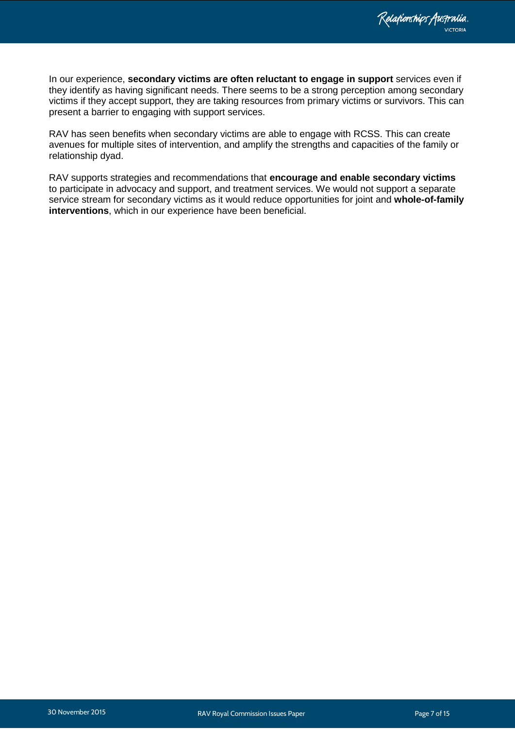In our experience, **secondary victims are often reluctant to engage in support** services even if they identify as having significant needs. There seems to be a strong perception among secondary victims if they accept support, they are taking resources from primary victims or survivors. This can present a barrier to engaging with support services.

RAV has seen benefits when secondary victims are able to engage with RCSS. This can create avenues for multiple sites of intervention, and amplify the strengths and capacities of the family or relationship dyad.

RAV supports strategies and recommendations that **encourage and enable secondary victims** to participate in advocacy and support, and treatment services. We would not support a separate service stream for secondary victims as it would reduce opportunities for joint and **whole-of-family interventions**, which in our experience have been beneficial.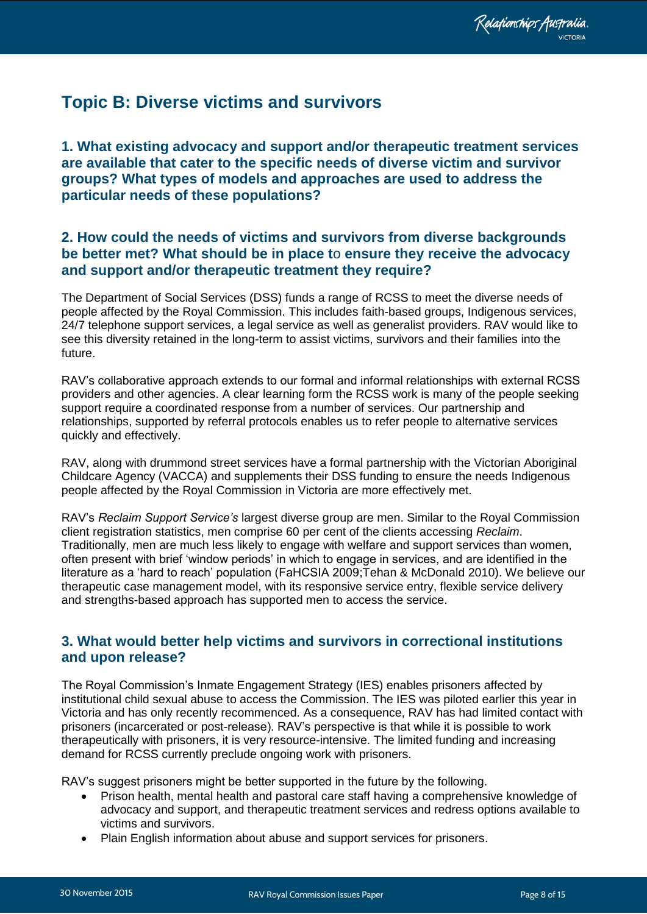# Topic B: Diverse victims and survivors

### 1. What existing advocacy and support and/or therapeutic treatment services are available that cater to the specific needs of diverse victim and survivor groups? What types of models and approaches are used to address the particular needs of these populations?

### 2. How could the needs of victims and survivors from diverse backgrounds be better met? What should be in place to ensure they receive the advocacy and support and/or therapeutic treatment they require?

The Department of Social Services (DSS) funds a range of RCSS to meet the diverse needs of people affected by the Royal Commission. This includes faith-based groups, Indigenous services, 24/7 telephone support services, a legal service as well as generalist providers. RAV would like to see this diversity retained in the long-term to assist victims, survivors and their families into the future.

RAV's collaborative approach extends to our formal and informal relationships with external RCSS providers and other agencies. A clear learning form the RCSS work is many of the people seeking support require a coordinated response from a number of services. Our partnership and relationships, supported by referral protocols enables us to refer people to alternative services quickly and effectively.

RAV, along with drummond street services have a formal partnership with the Victorian Aboriginal Childcare Agency (VACCA) and supplements their DSS funding to ensure the needs Indigenous people affected by the Royal Commission in Victoria are more effectively met.

RAV's *Reclaim Support Service's* largest diverse group are men. Similar to the Royal Commission client registration statistics, men comprise 60 per cent of the clients accessing *Reclaim*. Traditionally, men are much less likely to engage with welfare and support services than women, often present with brief 'window periods' in which to engage in services, and are identified in the literature as a 'hard to reach' population (FaHCSIA 2009;Tehan & McDonald 2010). We believe our therapeutic case management model, with its responsive service entry, flexible service delivery and strengths-based approach has supported men to access the service.

### 3. What would better help victims and survivors in correctional institutions and upon release?

The Royal Commission's Inmate Engagement Strategy (IES) enables prisoners affected by institutional child sexual abuse to access the Commission. The IES was piloted earlier this year in Victoria and has only recently recommenced. As a consequence, RAV has had limited contact with prisoners (incarcerated or post-release). RAV's perspective is that while it is possible to work therapeutically with prisoners, it is very resource-intensive. The limited funding and increasing demand for RCSS currently preclude ongoing work with prisoners.

RAV's suggest prisoners might be better supported in the future by the following.

- Prison health, mental health and pastoral care staff having a comprehensive knowledge of advocacy and support, and therapeutic treatment services and redress options available to victims and survivors.
- Plain English information about abuse and support services for prisoners.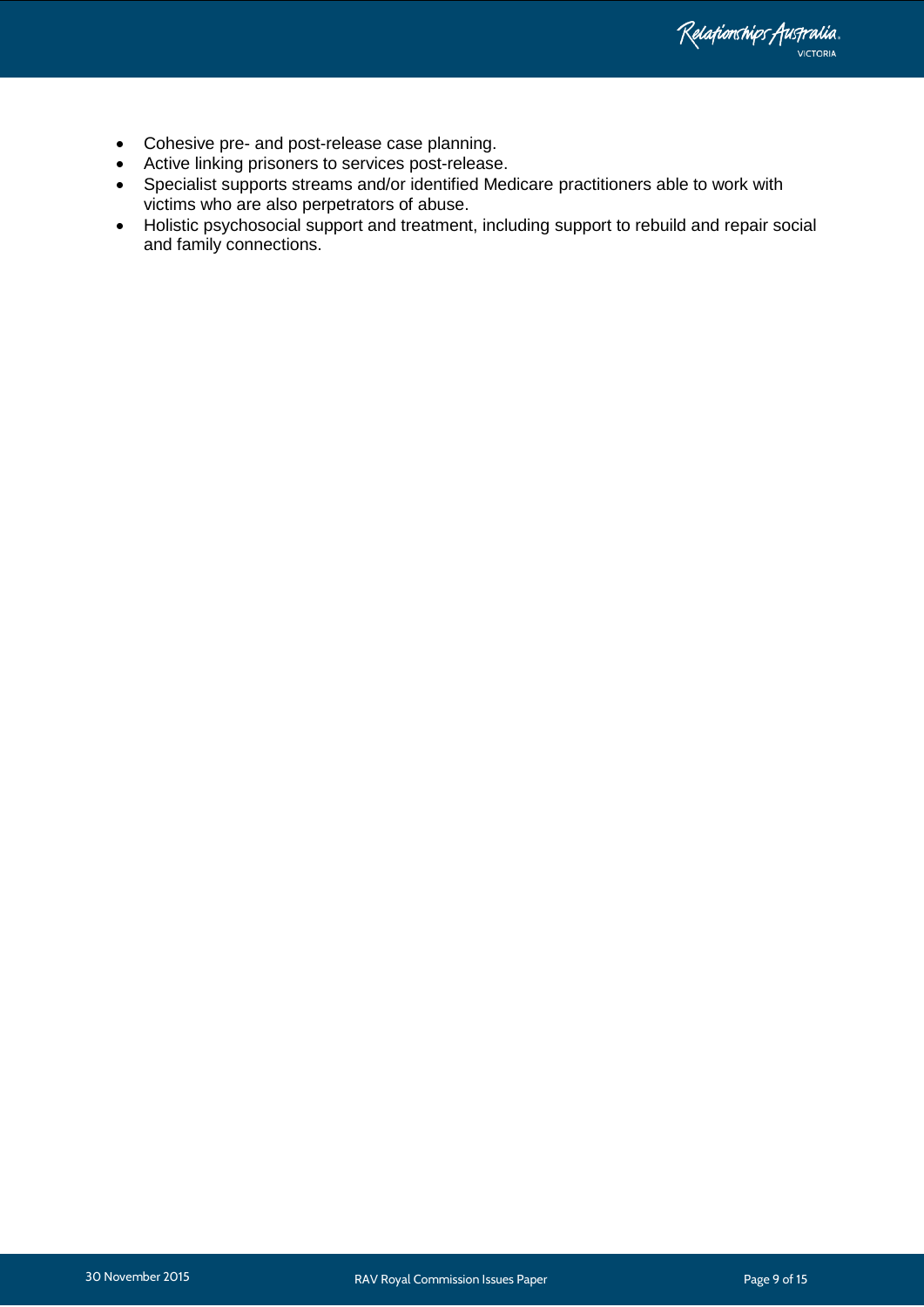- Cohesive pre- and post-release case planning.
- Active linking prisoners to services post-release.
- Specialist supports streams and/or identified Medicare practitioners able to work with victims who are also perpetrators of abuse.
- Holistic psychosocial support and treatment, including support to rebuild and repair social and family connections.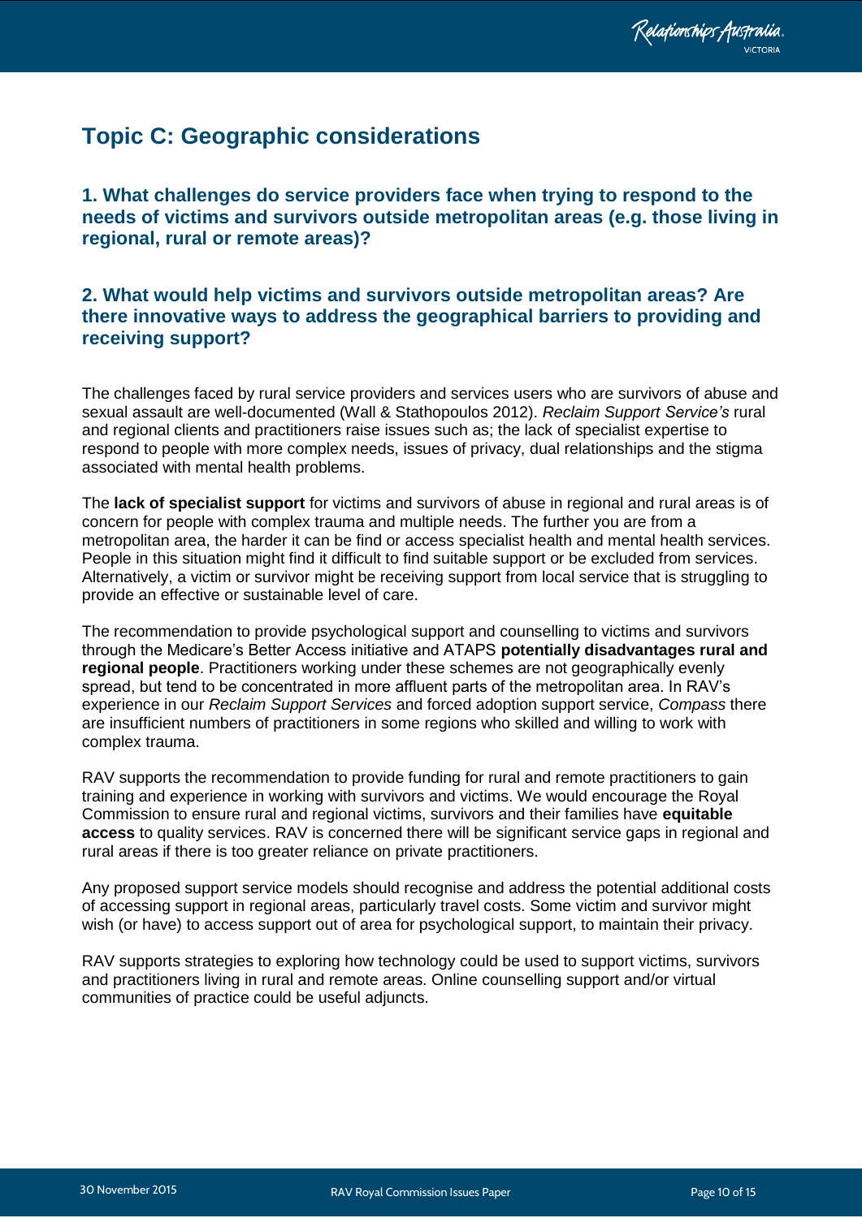## Topic C: Geographic considerations

### 1. What challenges do service providers face when trying to respond to the needs of victims and survivors outside metropolitan areas (e.g. those living in regional, rural or remote areas)?

### 2. What would help victims and survivors outside metropolitan areas? Are there innovative ways to address the geographical barriers to providing and receiving support?

The challenges faced by rural service providers and services users who are survivors of abuse and sexual assault are well-documented (Wall & Stathopoulos 2012). *Reclaim Support Service's* rural and regional clients and practitioners raise issues such as; the lack of specialist expertise to respond to people with more complex needs, issues of privacy, dual relationships and the stigma associated with mental health problems.

The **lack of specialist support** for victims and survivors of abuse in regional and rural areas is of concern for people with complex trauma and multiple needs. The further you are from a metropolitan area, the harder it can be find or access specialist health and mental health services. People in this situation might find it difficult to find suitable support or be excluded from services. Alternatively, a victim or survivor might be receiving support from local service that is struggling to provide an effective or sustainable level of care.

The recommendation to provide psychological support and counselling to victims and survivors through the Medicare's Better Access initiative and ATAPS **potentially disadvantages rural and regional people**. Practitioners working under these schemes are not geographically evenly spread, but tend to be concentrated in more affluent parts of the metropolitan area. In RAV's experience in our *Reclaim Support Services* and forced adoption support service, *Compass* there are insufficient numbers of practitioners in some regions who skilled and willing to work with complex trauma.

RAV supports the recommendation to provide funding for rural and remote practitioners to gain training and experience in working with survivors and victims. We would encourage the Royal Commission to ensure rural and regional victims, survivors and their families have **equitable access** to quality services. RAV is concerned there will be significant service gaps in regional and rural areas if there is too greater reliance on private practitioners.

Any proposed support service models should recognise and address the potential additional costs of accessing support in regional areas, particularly travel costs. Some victim and survivor might wish (or have) to access support out of area for psychological support, to maintain their privacy.

RAV supports strategies to exploring how technology could be used to support victims, survivors and practitioners living in rural and remote areas. Online counselling support and/or virtual communities of practice could be useful adjuncts.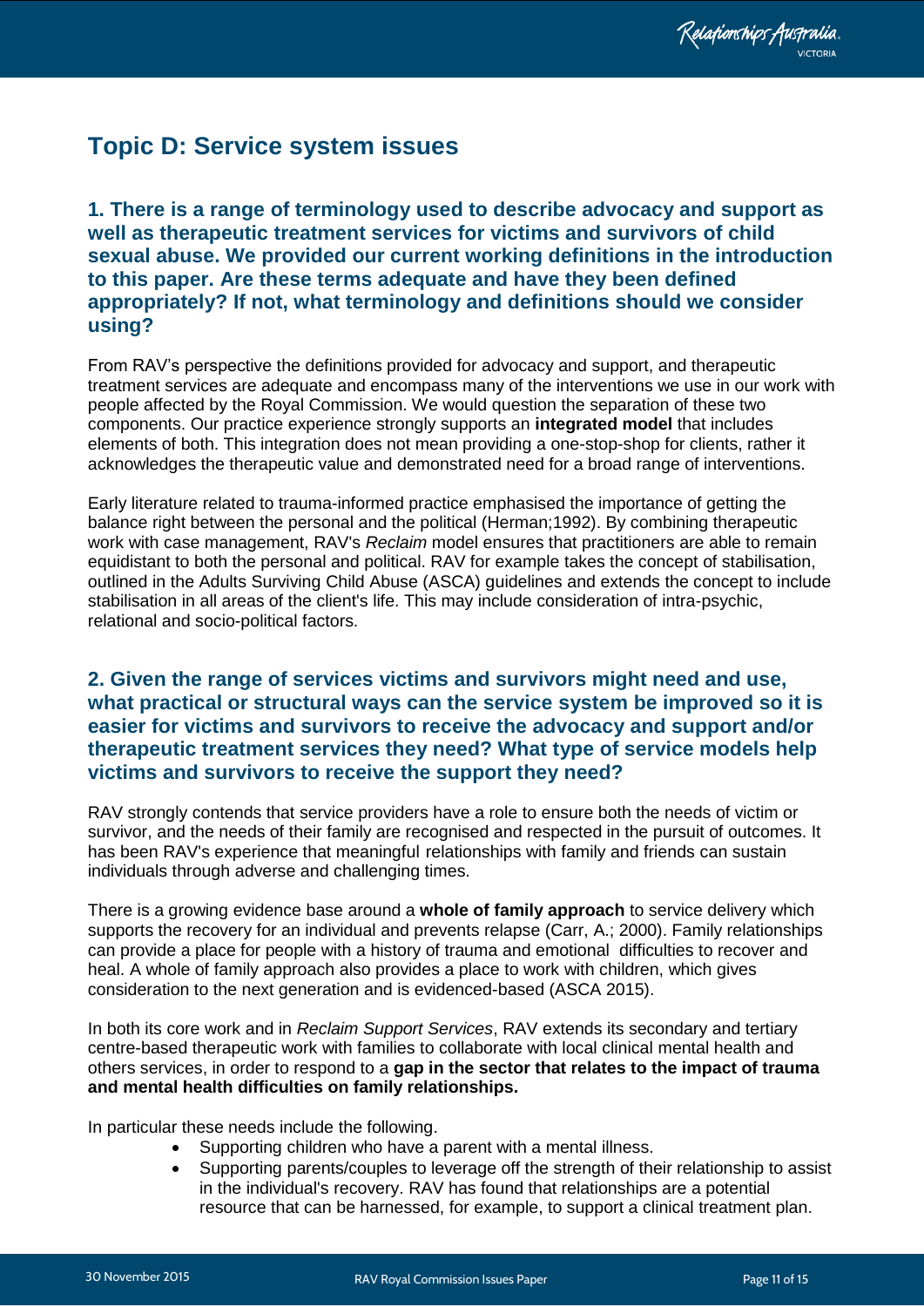# Topic D: Service system issues

## 1. There is a range of terminology used to describe advocacy and support as well as therapeutic treatment services for victims and survivors of child sexual abuse. We provided our current working definitions in the introduction to this paper. Are these terms adequate and have they been defined appropriately? If not, what terminology and definitions should we consider using?

From RAV's perspective the definitions provided for advocacy and support, and therapeutic treatment services are adequate and encompass many of the interventions we use in our work with people affected by the Royal Commission. We would question the separation of these two components. Our practice experience strongly supports an **integrated model** that includes elements of both. This integration does not mean providing a one-stop-shop for clients, rather it acknowledges the therapeutic value and demonstrated need for a broad range of interventions.

Early literature related to trauma-informed practice emphasised the importance of getting the balance right between the personal and the political (Herman;1992). By combining therapeutic work with case management, RAV's *Reclaim* model ensures that practitioners are able to remain equidistant to both the personal and political. RAV for example takes the concept of stabilisation, outlined in the Adults Surviving Child Abuse (ASCA) guidelines and extends the concept to include stabilisation in all areas of the client's life. This may include consideration of intra-psychic, relational and socio-political factors.

## 2. Given the range of services victims and survivors might need and use, what practical or structural ways can the service system be improved so it is easier for victims and survivors to receive the advocacy and support and/or therapeutic treatment services they need? What type of service models help victims and survivors to receive the support they need?

RAV strongly contends that service providers have a role to ensure both the needs of victim or survivor, and the needs of their family are recognised and respected in the pursuit of outcomes. It has been RAV's experience that meaningful relationships with family and friends can sustain individuals through adverse and challenging times.

There is a growing evidence base around a **whole of family approach** to service delivery which supports the recovery for an individual and prevents relapse (Carr, A.; 2000). Family relationships can provide a place for people with a history of trauma and emotional difficulties to recover and heal. A whole of family approach also provides a place to work with children, which gives consideration to the next generation and is evidenced-based (ASCA 2015).

In both its core work and in *Reclaim Support Services*, RAV extends its secondary and tertiary centre-based therapeutic work with families to collaborate with local clinical mental health and others services, in order to respond to a **gap in the sector that relates to the impact of trauma and mental health difficulties on family relationships.**

In particular these needs include the following.

- Supporting children who have a parent with a mental illness.
- Supporting parents/couples to leverage off the strength of their relationship to assist in the individual's recovery. RAV has found that relationships are a potential resource that can be harnessed, for example, to support a clinical treatment plan.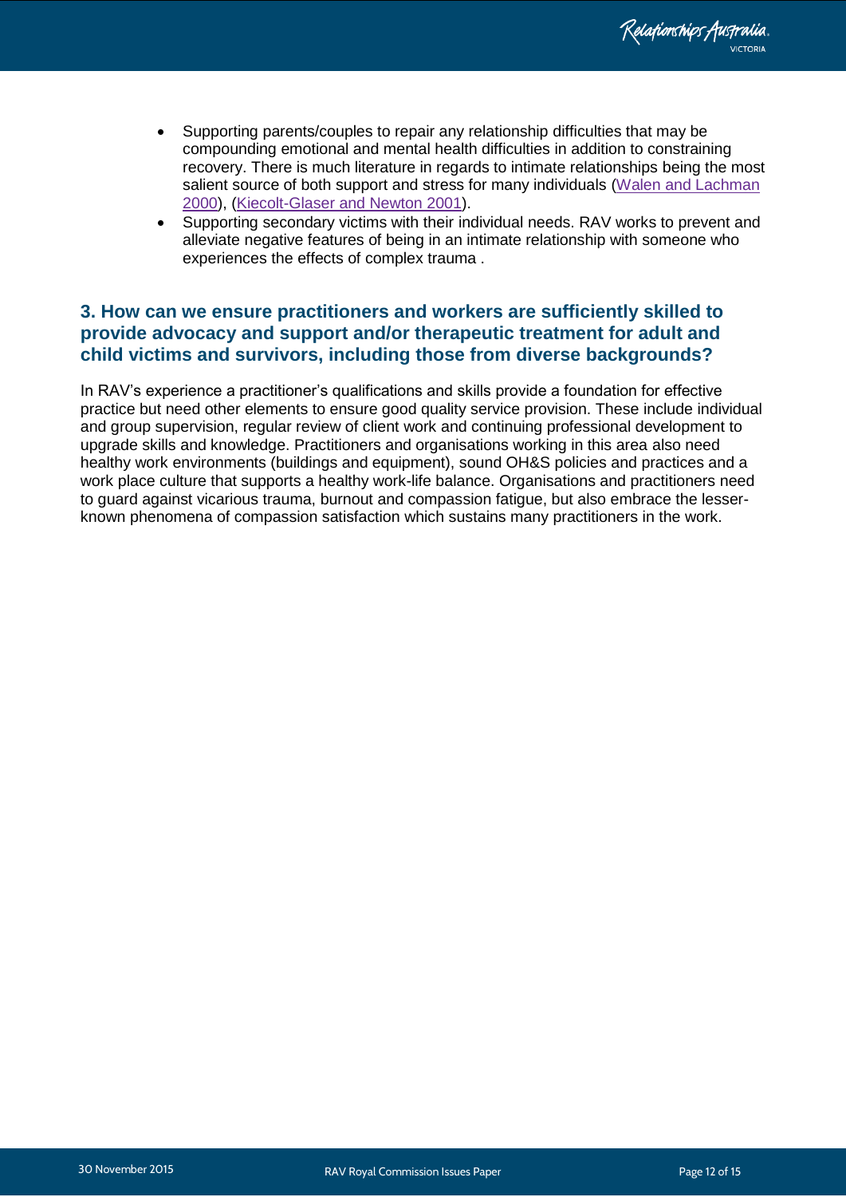- Supporting parents/couples to repair any relationship difficulties that may be compounding emotional and mental health difficulties in addition to constraining recovery. There is much literature in regards to intimate relationships being the most salient source of both support and stress for many individuals (Walen and Lachman 2000), (Kiecolt-Glaser and Newton 2001).
- Supporting secondary victims with their individual needs. RAV works to prevent and alleviate negative features of being in an intimate relationship with someone who experiences the effects of complex trauma .

## 3. How can we ensure practitioners and workers are sufficiently skilled to provide advocacy and support and/or therapeutic treatment for adult and child victims and survivors, including those from diverse backgrounds?

In RAV's experience a practitioner's qualifications and skills provide a foundation for effective practice but need other elements to ensure good quality service provision. These include individual and group supervision, regular review of client work and continuing professional development to upgrade skills and knowledge. Practitioners and organisations working in this area also need healthy work environments (buildings and equipment), sound OH&S policies and practices and a work place culture that supports a healthy work-life balance. Organisations and practitioners need to guard against vicarious trauma, burnout and compassion fatigue, but also embrace the lesser-known phenomena of compassion satisfaction which sustains many practitioners in the work.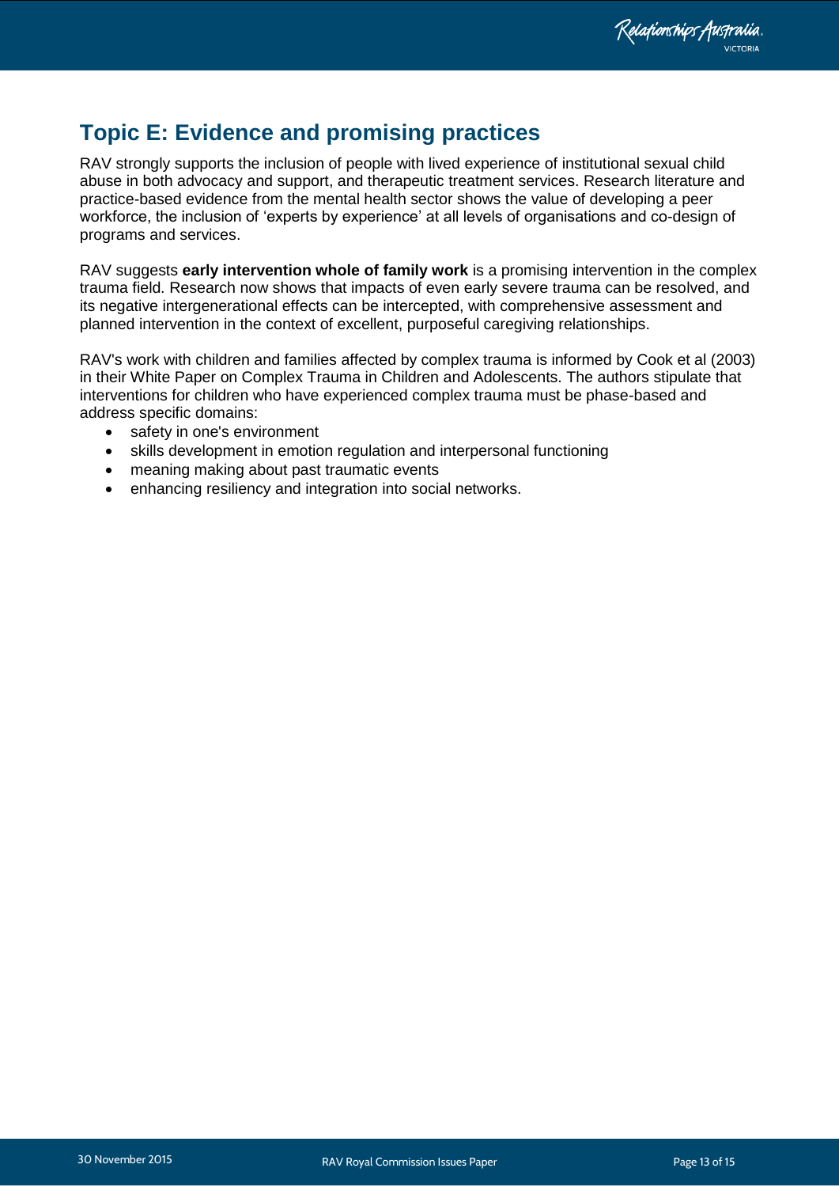## Topic E: Evidence and promising practices

RAV strongly supports the inclusion of people with lived experience of institutional sexual child abuse in both advocacy and support, and therapeutic treatment services. Research literature and practice-based evidence from the mental health sector shows the value of developing a peer workforce, the inclusion of 'experts by experience' at all levels of organisations and co-design of programs and services.

RAV suggests **early intervention whole of family work** is a promising intervention in the complex trauma field. Research now shows that impacts of even early severe trauma can be resolved, and its negative intergenerational effects can be intercepted, with comprehensive assessment and planned intervention in the context of excellent, purposeful caregiving relationships.

RAV's work with children and families affected by complex trauma is informed by Cook et al (2003) in their White Paper on Complex Trauma in Children and Adolescents. The authors stipulate that interventions for children who have experienced complex trauma must be phase-based and address specific domains:

- safety in one's environment
- skills development in emotion regulation and interpersonal functioning
- meaning making about past traumatic events
- enhancing resiliency and integration into social networks.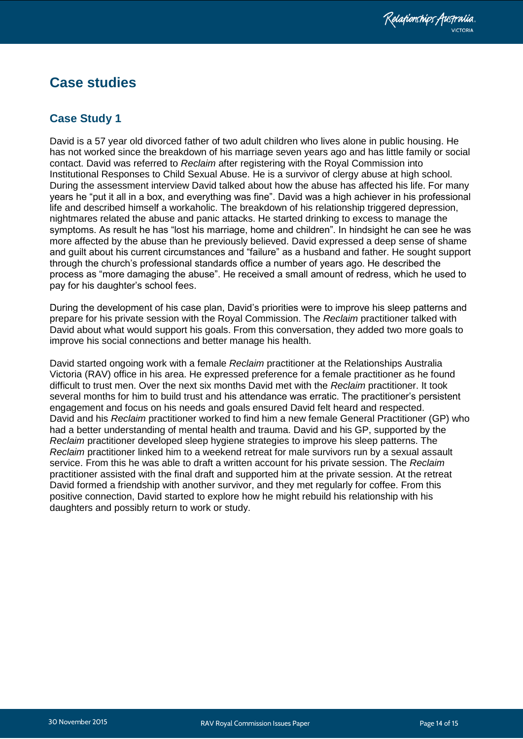# Case studies

## Case Study 1

David is a 57 year old divorced father of two adult children who lives alone in public housing. He has not worked since the breakdown of his marriage seven years ago and has little family or social contact. David was referred to *Reclaim* after registering with the Royal Commission into Institutional Responses to Child Sexual Abuse. He is a survivor of clergy abuse at high school. During the assessment interview David talked about how the abuse has affected his life. For many years he "put it all in a box, and everything was fine". David was a high achiever in his professional life and described himself a workaholic. The breakdown of his relationship triggered depression, nightmares related the abuse and panic attacks. He started drinking to excess to manage the symptoms. As result he has "lost his marriage, home and children". In hindsight he can see he was more affected by the abuse than he previously believed. David expressed a deep sense of shame and guilt about his current circumstances and "failure" as a husband and father. He sought support through the church's professional standards office a number of years ago. He described the process as "more damaging the abuse". He received a small amount of redress, which he used to pay for his daughter's school fees.

During the development of his case plan, David's priorities were to improve his sleep patterns and prepare for his private session with the Royal Commission. The *Reclaim* practitioner talked with David about what would support his goals. From this conversation, they added two more goals to improve his social connections and better manage his health.

David started ongoing work with a female *Reclaim* practitioner at the Relationships Australia Victoria (RAV) office in his area. He expressed preference for a female practitioner as he found difficult to trust men. Over the next six months David met with the *Reclaim* practitioner. It took several months for him to build trust and his attendance was erratic. The practitioner's persistent engagement and focus on his needs and goals ensured David felt heard and respected. David and his *Reclaim* practitioner worked to find him a new female General Practitioner (GP) who had a better understanding of mental health and trauma. David and his GP, supported by the *Reclaim* practitioner developed sleep hygiene strategies to improve his sleep patterns. The *Reclaim* practitioner linked him to a weekend retreat for male survivors run by a sexual assault service. From this he was able to draft a written account for his private session. The *Reclaim* practitioner assisted with the final draft and supported him at the private session. At the retreat David formed a friendship with another survivor, and they met regularly for coffee. From this positive connection, David started to explore how he might rebuild his relationship with his daughters and possibly return to work or study.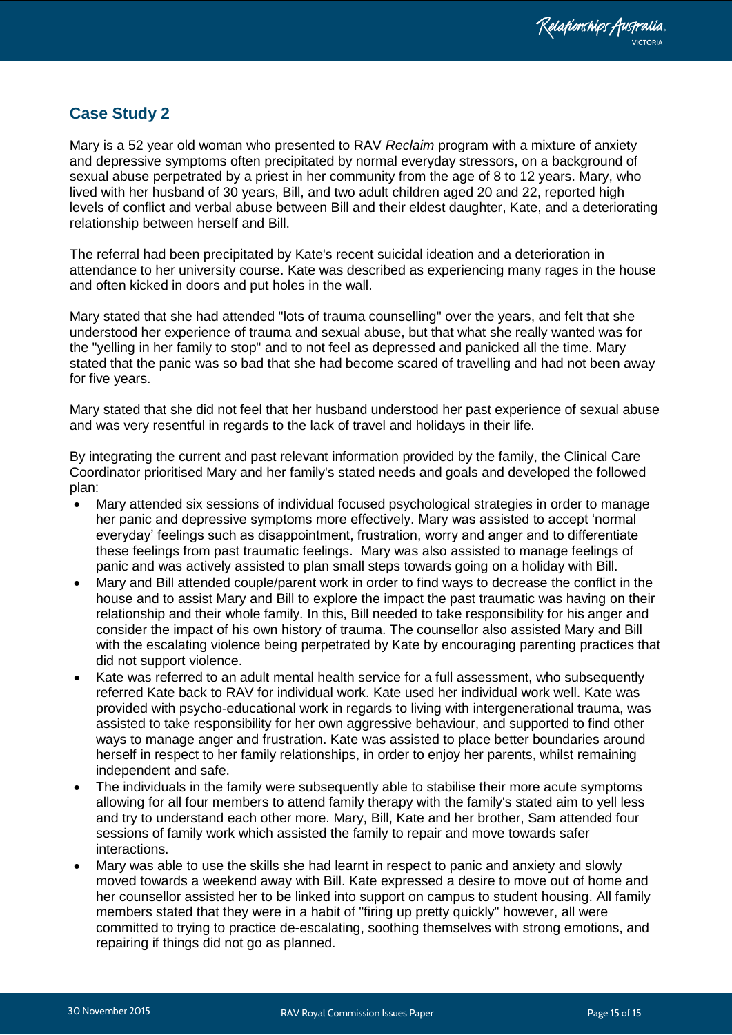## Case Study 2

Mary is a 52 year old woman who presented to RAV *Reclaim* program with a mixture of anxiety and depressive symptoms often precipitated by normal everyday stressors, on a background of sexual abuse perpetrated by a priest in her community from the age of 8 to 12 years. Mary, who lived with her husband of 30 years, Bill, and two adult children aged 20 and 22, reported high levels of conflict and verbal abuse between Bill and their eldest daughter, Kate, and a deteriorating relationship between herself and Bill.

The referral had been precipitated by Kate's recent suicidal ideation and a deterioration in attendance to her university course. Kate was described as experiencing many rages in the house and often kicked in doors and put holes in the wall.

Mary stated that she had attended "lots of trauma counselling" over the years, and felt that she understood her experience of trauma and sexual abuse, but that what she really wanted was for the "yelling in her family to stop" and to not feel as depressed and panicked all the time. Mary stated that the panic was so bad that she had become scared of travelling and had not been away for five years.

Mary stated that she did not feel that her husband understood her past experience of sexual abuse and was very resentful in regards to the lack of travel and holidays in their life.

By integrating the current and past relevant information provided by the family, the Clinical Care Coordinator prioritised Mary and her family's stated needs and goals and developed the followed plan:

- Mary attended six sessions of individual focused psychological strategies in order to manage her panic and depressive symptoms more effectively. Mary was assisted to accept 'normal everyday' feelings such as disappointment, frustration, worry and anger and to differentiate these feelings from past traumatic feelings. Mary was also assisted to manage feelings of panic and was actively assisted to plan small steps towards going on a holiday with Bill.
- Mary and Bill attended couple/parent work in order to find ways to decrease the conflict in the house and to assist Mary and Bill to explore the impact the past traumatic was having on their relationship and their whole family. In this, Bill needed to take responsibility for his anger and consider the impact of his own history of trauma. The counsellor also assisted Mary and Bill with the escalating violence being perpetrated by Kate by encouraging parenting practices that did not support violence.
- Kate was referred to an adult mental health service for a full assessment, who subsequently referred Kate back to RAV for individual work. Kate used her individual work well. Kate was provided with psycho-educational work in regards to living with intergenerational trauma, was assisted to take responsibility for her own aggressive behaviour, and supported to find other ways to manage anger and frustration. Kate was assisted to place better boundaries around herself in respect to her family relationships, in order to enjoy her parents, whilst remaining independent and safe.
- The individuals in the family were subsequently able to stabilise their more acute symptoms allowing for all four members to attend family therapy with the family's stated aim to yell less and try to understand each other more. Mary, Bill, Kate and her brother, Sam attended four sessions of family work which assisted the family to repair and move towards safer interactions.
- Mary was able to use the skills she had learnt in respect to panic and anxiety and slowly moved towards a weekend away with Bill. Kate expressed a desire to move out of home and her counsellor assisted her to be linked into support on campus to student housing. All family members stated that they were in a habit of "firing up pretty quickly" however, all were committed to trying to practice de-escalating, soothing themselves with strong emotions, and repairing if things did not go as planned.